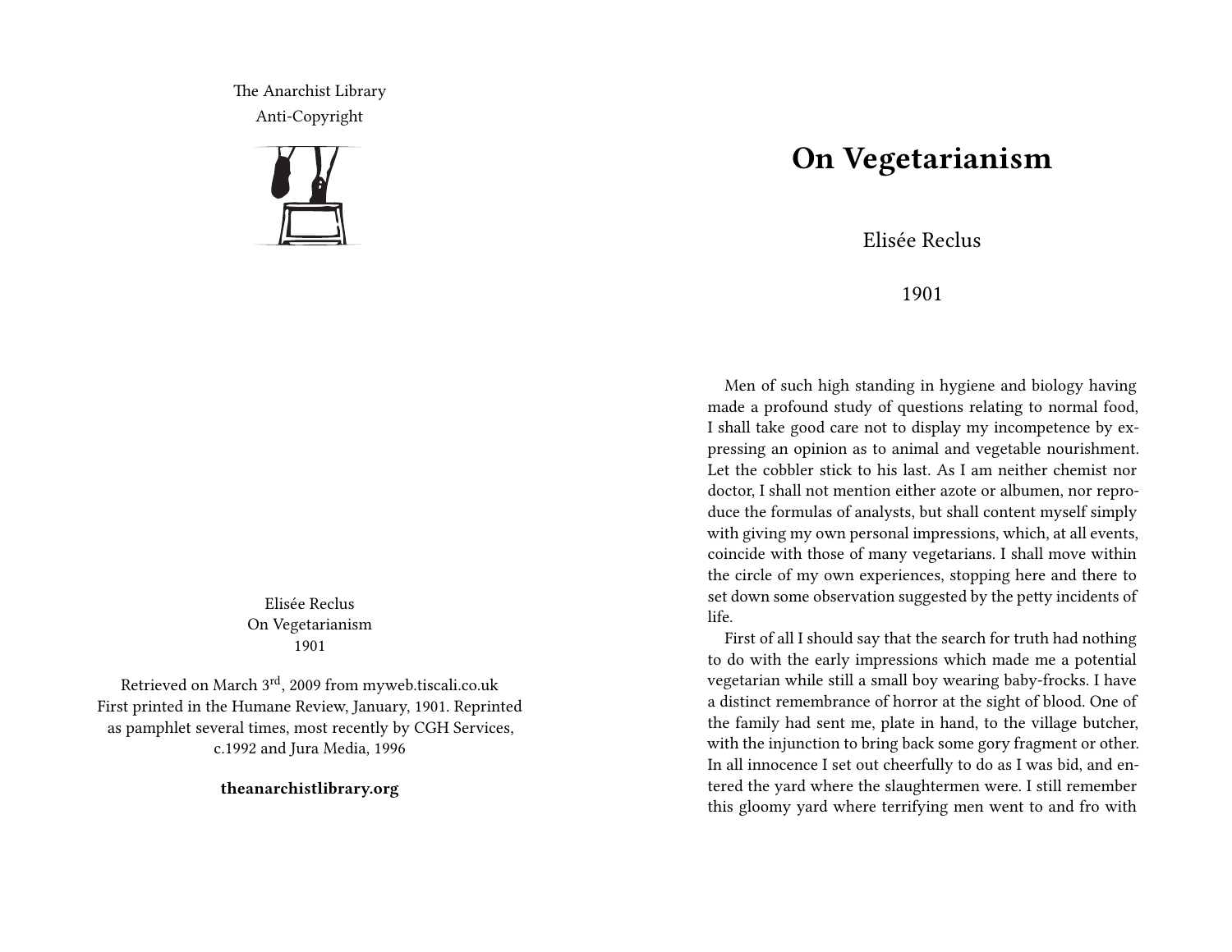The Anarchist Library
Anti-Copyright

Elisée Reclus
On Vegetarianism
1901

Retrieved on March 3rd, 2009 from myweb.tiscali.co.uk
First printed in the Humane Review, January, 1901. Reprinted as pamphlet several times, most recently by CGH Services, c.1992 and Jura Media, 1996

**theanarchistlibrary.org**

# On Vegetarianism

Elisée Reclus

1901

Men of such high standing in hygiene and biology having made a profound study of questions relating to normal food, I shall take good care not to display my incompetence by expressing an opinion as to animal and vegetable nourishment. Let the cobbler stick to his last. As I am neither chemist nor doctor, I shall not mention either azote or albumen, nor reproduce the formulas of analysts, but shall content myself simply with giving my own personal impressions, which, at all events, coincide with those of many vegetarians. I shall move within the circle of my own experiences, stopping here and there to set down some observation suggested by the petty incidents of life.

First of all I should say that the search for truth had nothing to do with the early impressions which made me a potential vegetarian while still a small boy wearing baby-frocks. I have a distinct remembrance of horror at the sight of blood. One of the family had sent me, plate in hand, to the village butcher, with the injunction to bring back some gory fragment or other. In all innocence I set out cheerfully to do as I was bid, and entered the yard where the slaughtermen were. I still remember this gloomy yard where terrifying men went to and fro with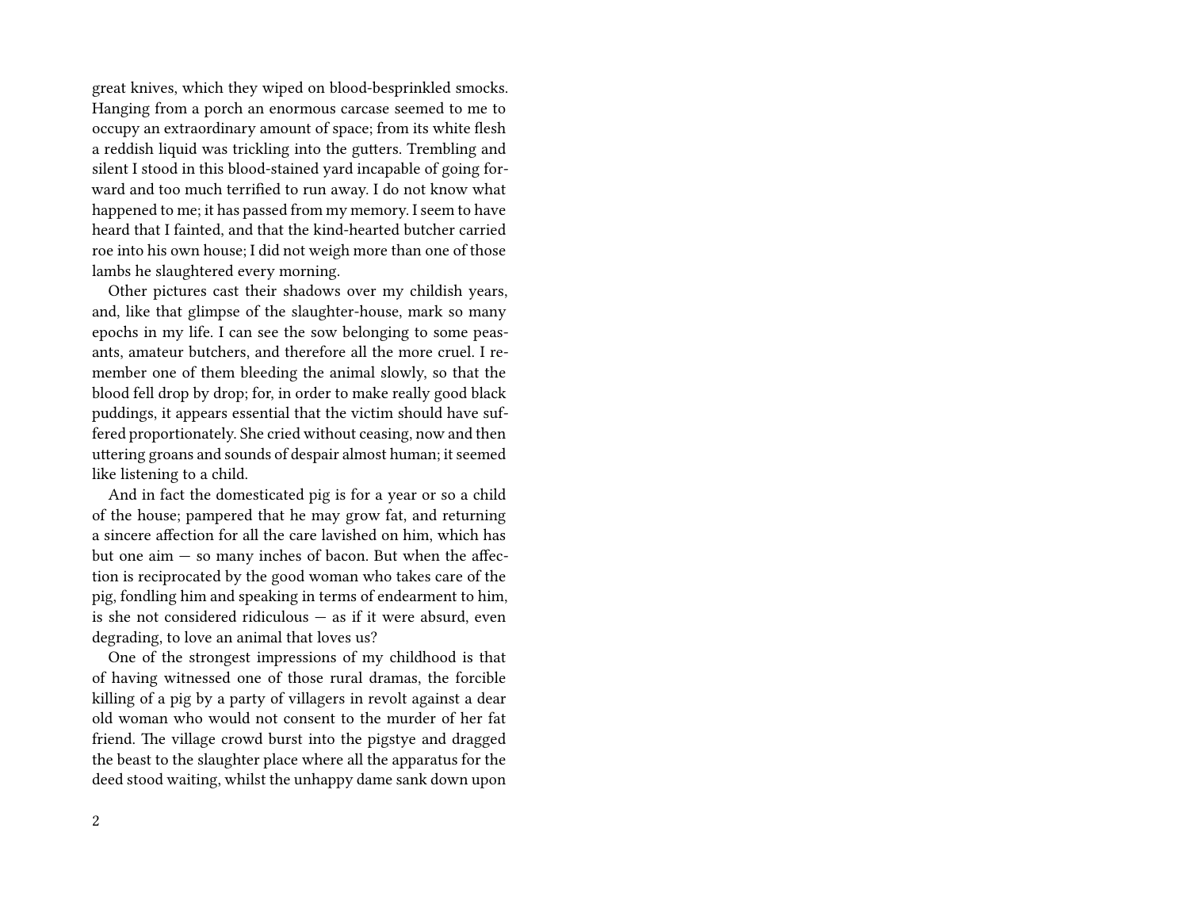great knives, which they wiped on blood-besprinkled smocks. Hanging from a porch an enormous carcase seemed to me to occupy an extraordinary amount of space; from its white flesh a reddish liquid was trickling into the gutters. Trembling and silent I stood in this blood-stained yard incapable of going forward and too much terrified to run away. I do not know what happened to me; it has passed from my memory. I seem to have heard that I fainted, and that the kind-hearted butcher carried roe into his own house; I did not weigh more than one of those lambs he slaughtered every morning.

Other pictures cast their shadows over my childish years, and, like that glimpse of the slaughter-house, mark so many epochs in my life. I can see the sow belonging to some peasants, amateur butchers, and therefore all the more cruel. I remember one of them bleeding the animal slowly, so that the blood fell drop by drop; for, in order to make really good black puddings, it appears essential that the victim should have suffered proportionately. She cried without ceasing, now and then uttering groans and sounds of despair almost human; it seemed like listening to a child.

And in fact the domesticated pig is for a year or so a child of the house; pampered that he may grow fat, and returning a sincere affection for all the care lavished on him, which has but one aim — so many inches of bacon. But when the affection is reciprocated by the good woman who takes care of the pig, fondling him and speaking in terms of endearment to him, is she not considered ridiculous — as if it were absurd, even degrading, to love an animal that loves us?

One of the strongest impressions of my childhood is that of having witnessed one of those rural dramas, the forcible killing of a pig by a party of villagers in revolt against a dear old woman who would not consent to the murder of her fat friend. The village crowd burst into the pigstye and dragged the beast to the slaughter place where all the apparatus for the deed stood waiting, whilst the unhappy dame sank down upon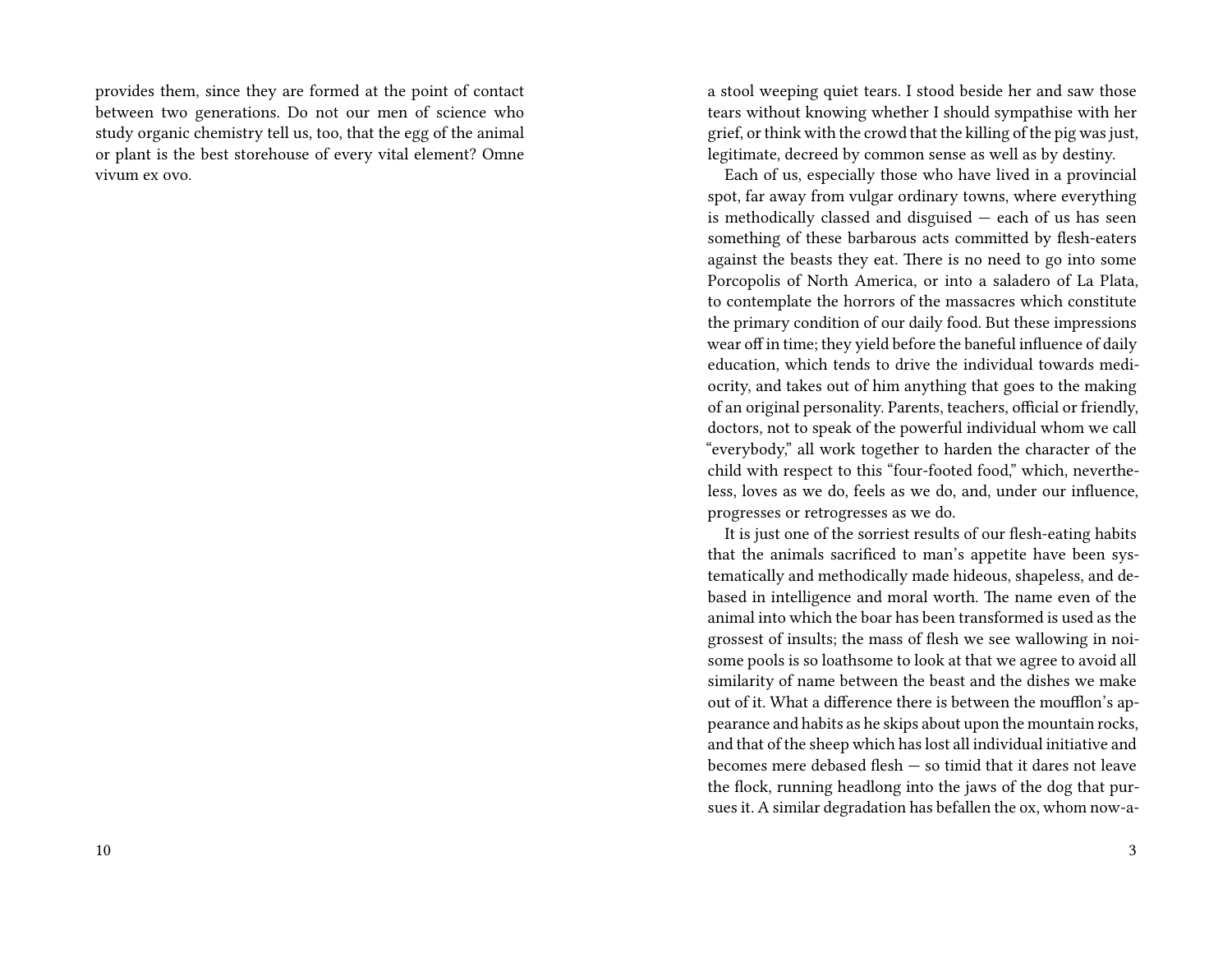provides them, since they are formed at the point of contact between two generations. Do not our men of science who study organic chemistry tell us, too, that the egg of the animal or plant is the best storehouse of every vital element? Omne vivum ex ovo.

a stool weeping quiet tears. I stood beside her and saw those tears without knowing whether I should sympathise with her grief, or think with the crowd that the killing of the pig was just, legitimate, decreed by common sense as well as by destiny.

Each of us, especially those who have lived in a provincial spot, far away from vulgar ordinary towns, where everything is methodically classed and disguised — each of us has seen something of these barbarous acts committed by flesh-eaters against the beasts they eat. There is no need to go into some Porcopolis of North America, or into a saladero of La Plata, to contemplate the horrors of the massacres which constitute the primary condition of our daily food. But these impressions wear off in time; they yield before the baneful influence of daily education, which tends to drive the individual towards mediocrity, and takes out of him anything that goes to the making of an original personality. Parents, teachers, official or friendly, doctors, not to speak of the powerful individual whom we call "everybody," all work together to harden the character of the child with respect to this "four-footed food," which, nevertheless, loves as we do, feels as we do, and, under our influence, progresses or retrogresses as we do.

It is just one of the sorriest results of our flesh-eating habits that the animals sacrificed to man's appetite have been systematically and methodically made hideous, shapeless, and debased in intelligence and moral worth. The name even of the animal into which the boar has been transformed is used as the grossest of insults; the mass of flesh we see wallowing in noisome pools is so loathsome to look at that we agree to avoid all similarity of name between the beast and the dishes we make out of it. What a difference there is between the moufflon's appearance and habits as he skips about upon the mountain rocks, and that of the sheep which has lost all individual initiative and becomes mere debased flesh — so timid that it dares not leave the flock, running headlong into the jaws of the dog that pursues it. A similar degradation has befallen the ox, whom now-a-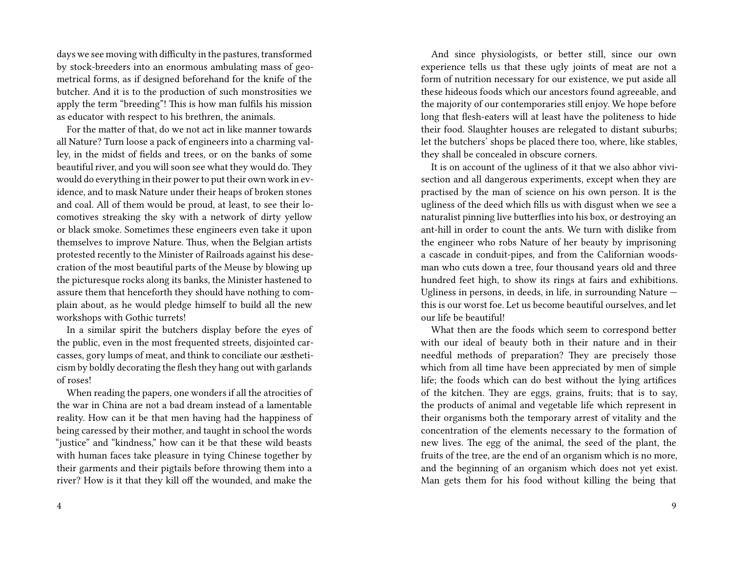days we see moving with difficulty in the pastures, transformed by stock-breeders into an enormous ambulating mass of geometrical forms, as if designed beforehand for the knife of the butcher. And it is to the production of such monstrosities we apply the term "breeding"! This is how man fulfils his mission as educator with respect to his brethren, the animals.

For the matter of that, do we not act in like manner towards all Nature? Turn loose a pack of engineers into a charming valley, in the midst of fields and trees, or on the banks of some beautiful river, and you will soon see what they would do. They would do everything in their power to put their own work in evidence, and to mask Nature under their heaps of broken stones and coal. All of them would be proud, at least, to see their locomotives streaking the sky with a network of dirty yellow or black smoke. Sometimes these engineers even take it upon themselves to improve Nature. Thus, when the Belgian artists protested recently to the Minister of Railroads against his desecration of the most beautiful parts of the Meuse by blowing up the picturesque rocks along its banks, the Minister hastened to assure them that henceforth they should have nothing to complain about, as he would pledge himself to build all the new workshops with Gothic turrets!

In a similar spirit the butchers display before the eyes of the public, even in the most frequented streets, disjointed carcasses, gory lumps of meat, and think to conciliate our æstheticism by boldly decorating the flesh they hang out with garlands of roses!

When reading the papers, one wonders if all the atrocities of the war in China are not a bad dream instead of a lamentable reality. How can it be that men having had the happiness of being caressed by their mother, and taught in school the words "justice" and "kindness," how can it be that these wild beasts with human faces take pleasure in tying Chinese together by their garments and their pigtails before throwing them into a river? How is it that they kill off the wounded, and make the

And since physiologists, or better still, since our own experience tells us that these ugly joints of meat are not a form of nutrition necessary for our existence, we put aside all these hideous foods which our ancestors found agreeable, and the majority of our contemporaries still enjoy. We hope before long that flesh-eaters will at least have the politeness to hide their food. Slaughter houses are relegated to distant suburbs; let the butchers' shops be placed there too, where, like stables, they shall be concealed in obscure corners.

It is on account of the ugliness of it that we also abhor vivisection and all dangerous experiments, except when they are practised by the man of science on his own person. It is the ugliness of the deed which fills us with disgust when we see a naturalist pinning live butterflies into his box, or destroying an ant-hill in order to count the ants. We turn with dislike from the engineer who robs Nature of her beauty by imprisoning a cascade in conduit-pipes, and from the Californian woodsman who cuts down a tree, four thousand years old and three hundred feet high, to show its rings at fairs and exhibitions. Ugliness in persons, in deeds, in life, in surrounding Nature — this is our worst foe. Let us become beautiful ourselves, and let our life be beautiful!

What then are the foods which seem to correspond better with our ideal of beauty both in their nature and in their needful methods of preparation? They are precisely those which from all time have been appreciated by men of simple life; the foods which can do best without the lying artifices of the kitchen. They are eggs, grains, fruits; that is to say, the products of animal and vegetable life which represent in their organisms both the temporary arrest of vitality and the concentration of the elements necessary to the formation of new lives. The egg of the animal, the seed of the plant, the fruits of the tree, are the end of an organism which is no more, and the beginning of an organism which does not yet exist. Man gets them for his food without killing the being that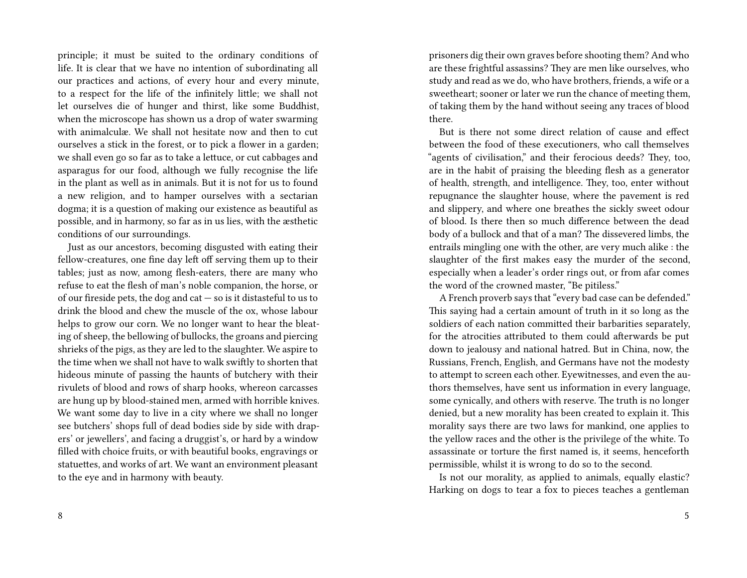principle; it must be suited to the ordinary conditions of life. It is clear that we have no intention of subordinating all our practices and actions, of every hour and every minute, to a respect for the life of the infinitely little; we shall not let ourselves die of hunger and thirst, like some Buddhist, when the microscope has shown us a drop of water swarming with animalculæ. We shall not hesitate now and then to cut ourselves a stick in the forest, or to pick a flower in a garden; we shall even go so far as to take a lettuce, or cut cabbages and asparagus for our food, although we fully recognise the life in the plant as well as in animals. But it is not for us to found a new religion, and to hamper ourselves with a sectarian dogma; it is a question of making our existence as beautiful as possible, and in harmony, so far as in us lies, with the æsthetic conditions of our surroundings.

Just as our ancestors, becoming disgusted with eating their fellow-creatures, one fine day left off serving them up to their tables; just as now, among flesh-eaters, there are many who refuse to eat the flesh of man's noble companion, the horse, or of our fireside pets, the dog and cat — so is it distasteful to us to drink the blood and chew the muscle of the ox, whose labour helps to grow our corn. We no longer want to hear the bleating of sheep, the bellowing of bullocks, the groans and piercing shrieks of the pigs, as they are led to the slaughter. We aspire to the time when we shall not have to walk swiftly to shorten that hideous minute of passing the haunts of butchery with their rivulets of blood and rows of sharp hooks, whereon carcasses are hung up by blood-stained men, armed with horrible knives. We want some day to live in a city where we shall no longer see butchers' shops full of dead bodies side by side with drapers' or jewellers', and facing a druggist's, or hard by a window filled with choice fruits, or with beautiful books, engravings or statuettes, and works of art. We want an environment pleasant to the eye and in harmony with beauty.

prisoners dig their own graves before shooting them? And who are these frightful assassins? They are men like ourselves, who study and read as we do, who have brothers, friends, a wife or a sweetheart; sooner or later we run the chance of meeting them, of taking them by the hand without seeing any traces of blood there.

But is there not some direct relation of cause and effect between the food of these executioners, who call themselves "agents of civilisation," and their ferocious deeds? They, too, are in the habit of praising the bleeding flesh as a generator of health, strength, and intelligence. They, too, enter without repugnance the slaughter house, where the pavement is red and slippery, and where one breathes the sickly sweet odour of blood. Is there then so much difference between the dead body of a bullock and that of a man? The dissevered limbs, the entrails mingling one with the other, are very much alike : the slaughter of the first makes easy the murder of the second, especially when a leader's order rings out, or from afar comes the word of the crowned master, "Be pitiless."

A French proverb says that "every bad case can be defended." This saying had a certain amount of truth in it so long as the soldiers of each nation committed their barbarities separately, for the atrocities attributed to them could afterwards be put down to jealousy and national hatred. But in China, now, the Russians, French, English, and Germans have not the modesty to attempt to screen each other. Eyewitnesses, and even the authors themselves, have sent us information in every language, some cynically, and others with reserve. The truth is no longer denied, but a new morality has been created to explain it. This morality says there are two laws for mankind, one applies to the yellow races and the other is the privilege of the white. To assassinate or torture the first named is, it seems, henceforth permissible, whilst it is wrong to do so to the second.

Is not our morality, as applied to animals, equally elastic? Harking on dogs to tear a fox to pieces teaches a gentleman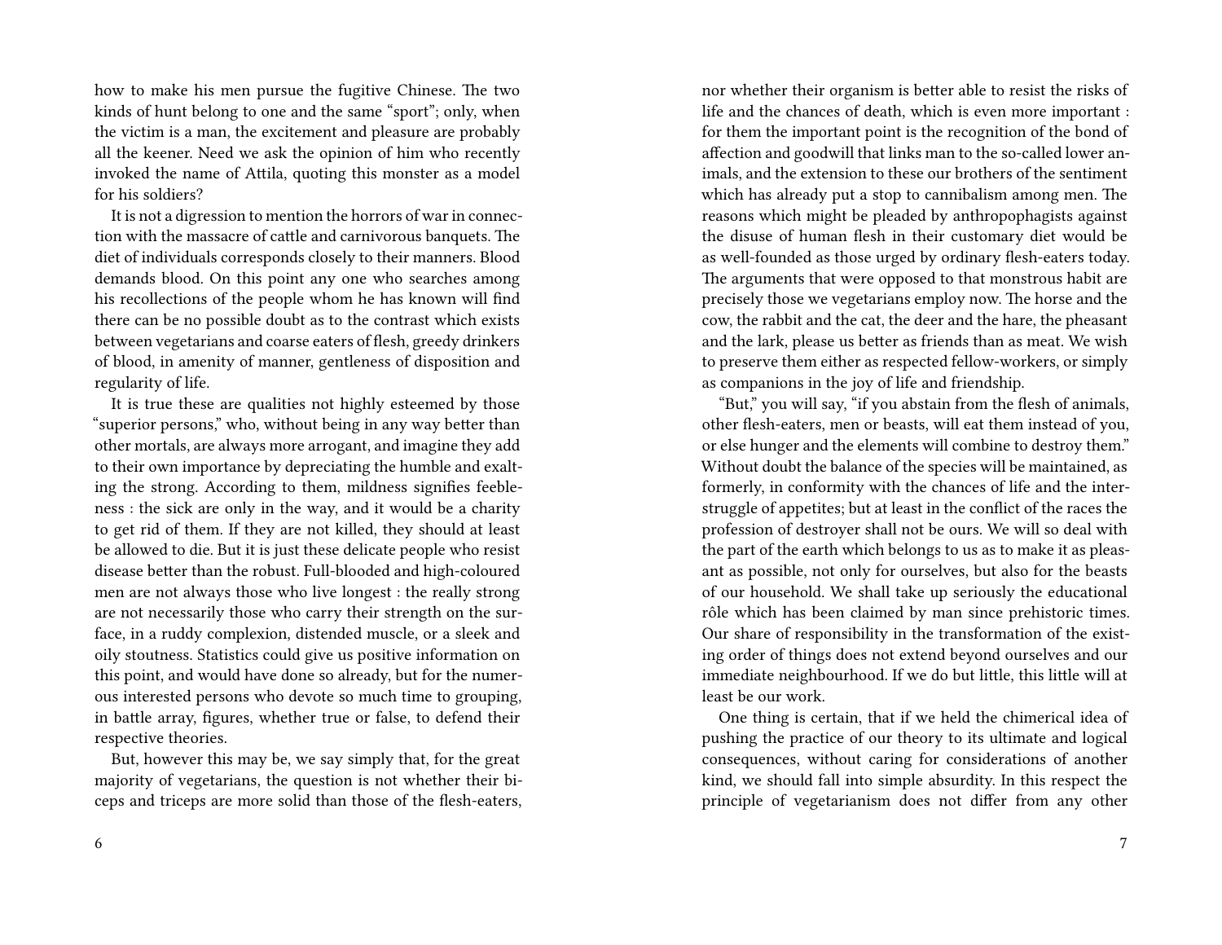how to make his men pursue the fugitive Chinese. The two kinds of hunt belong to one and the same "sport"; only, when the victim is a man, the excitement and pleasure are probably all the keener. Need we ask the opinion of him who recently invoked the name of Attila, quoting this monster as a model for his soldiers?

It is not a digression to mention the horrors of war in connection with the massacre of cattle and carnivorous banquets. The diet of individuals corresponds closely to their manners. Blood demands blood. On this point any one who searches among his recollections of the people whom he has known will find there can be no possible doubt as to the contrast which exists between vegetarians and coarse eaters of flesh, greedy drinkers of blood, in amenity of manner, gentleness of disposition and regularity of life.

It is true these are qualities not highly esteemed by those "superior persons," who, without being in any way better than other mortals, are always more arrogant, and imagine they add to their own importance by depreciating the humble and exalting the strong. According to them, mildness signifies feebleness : the sick are only in the way, and it would be a charity to get rid of them. If they are not killed, they should at least be allowed to die. But it is just these delicate people who resist disease better than the robust. Full-blooded and high-coloured men are not always those who live longest : the really strong are not necessarily those who carry their strength on the surface, in a ruddy complexion, distended muscle, or a sleek and oily stoutness. Statistics could give us positive information on this point, and would have done so already, but for the numerous interested persons who devote so much time to grouping, in battle array, figures, whether true or false, to defend their respective theories.

But, however this may be, we say simply that, for the great majority of vegetarians, the question is not whether their biceps and triceps are more solid than those of the flesh-eaters, nor whether their organism is better able to resist the risks of life and the chances of death, which is even more important : for them the important point is the recognition of the bond of affection and goodwill that links man to the so-called lower animals, and the extension to these our brothers of the sentiment which has already put a stop to cannibalism among men. The reasons which might be pleaded by anthropophagists against the disuse of human flesh in their customary diet would be as well-founded as those urged by ordinary flesh-eaters today. The arguments that were opposed to that monstrous habit are precisely those we vegetarians employ now. The horse and the cow, the rabbit and the cat, the deer and the hare, the pheasant and the lark, please us better as friends than as meat. We wish to preserve them either as respected fellow-workers, or simply as companions in the joy of life and friendship.

"But," you will say, "if you abstain from the flesh of animals, other flesh-eaters, men or beasts, will eat them instead of you, or else hunger and the elements will combine to destroy them." Without doubt the balance of the species will be maintained, as formerly, in conformity with the chances of life and the interstruggle of appetites; but at least in the conflict of the races the profession of destroyer shall not be ours. We will so deal with the part of the earth which belongs to us as to make it as pleasant as possible, not only for ourselves, but also for the beasts of our household. We shall take up seriously the educational rôle which has been claimed by man since prehistoric times. Our share of responsibility in the transformation of the existing order of things does not extend beyond ourselves and our immediate neighbourhood. If we do but little, this little will at least be our work.

One thing is certain, that if we held the chimerical idea of pushing the practice of our theory to its ultimate and logical consequences, without caring for considerations of another kind, we should fall into simple absurdity. In this respect the principle of vegetarianism does not differ from any other